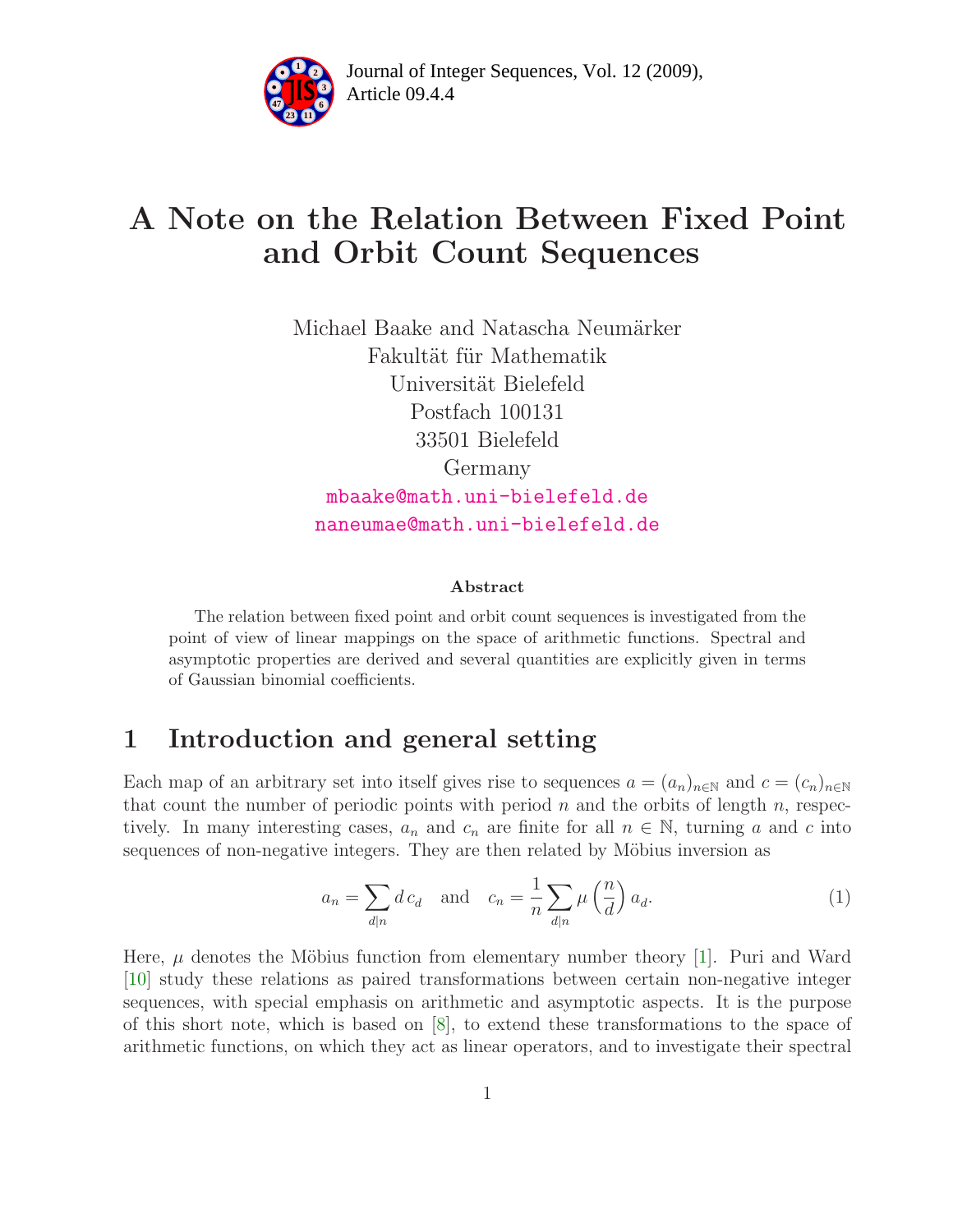# A Note on the Relation Between Fixed Point and Orbit Count Sequences

Michael Baake and Natascha Neumärker
Fakultät für Mathematik
Universität Bielefeld
Postfach 100131
33501 Bielefeld
Germany
mbaake@math.uni-bielefeld.de
naneumae@math.uni-bielefeld.de

### Abstract

The relation between fixed point and orbit count sequences is investigated from the point of view of linear mappings on the space of arithmetic functions. Spectral and asymptotic properties are derived and several quantities are explicitly given in terms of Gaussian binomial coefficients.

## 1 Introduction and general setting

Each map of an arbitrary set into itself gives rise to sequences $a = (a_n)_{n\in\mathbb{N}}$ and $c = (c_n)_{n\in\mathbb{N}}$ that count the number of periodic points with period $n$ and the orbits of length $n$, respectively. In many interesting cases, $a_n$ and $c_n$ are finite for all $n \in \mathbb{N}$, turning $a$ and $c$ into sequences of non-negative integers. They are then related by Möbius inversion as

$$a_n = \sum_{d|n} d\, c_d \quad \text{and} \quad c_n = \frac{1}{n} \sum_{d|n} \mu\left(\frac{n}{d}\right) a_d. \tag{1}$$

Here, $\mu$ denotes the Möbius function from elementary number theory [1]. Puri and Ward [10] study these relations as paired transformations between certain non-negative integer sequences, with special emphasis on arithmetic and asymptotic aspects. It is the purpose of this short note, which is based on [8], to extend these transformations to the space of arithmetic functions, on which they act as linear operators, and to investigate their spectral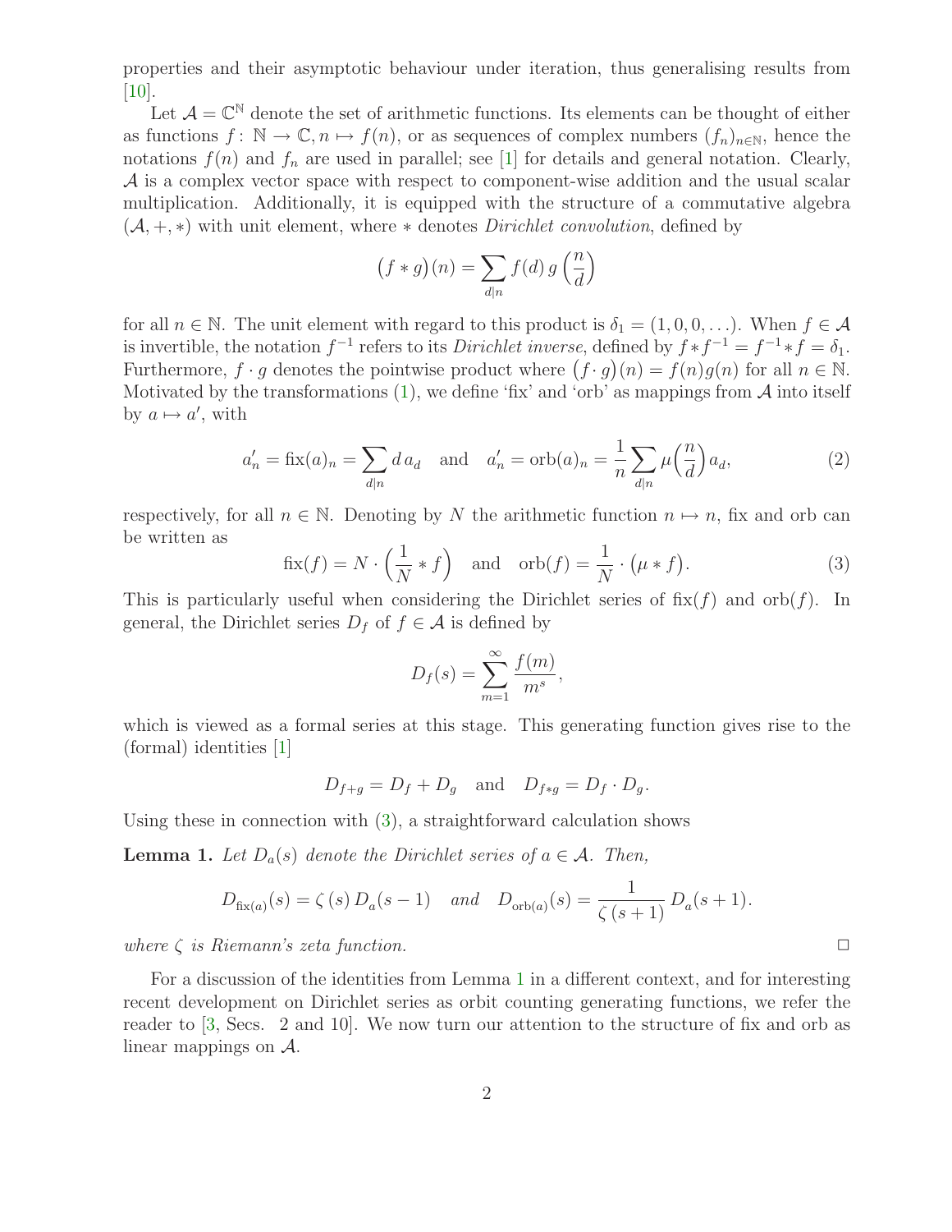properties and their asymptotic behaviour under iteration, thus generalising results from [10].

Let $\mathcal{A} = \mathbb{C}^{\mathbb{N}}$ denote the set of arithmetic functions. Its elements can be thought of either as functions $f \colon \mathbb{N} \to \mathbb{C}, n \mapsto f(n)$, or as sequences of complex numbers $(f_n)_{n\in\mathbb{N}}$, hence the notations $f(n)$ and $f_n$ are used in parallel; see [1] for details and general notation. Clearly, $\mathcal{A}$ is a complex vector space with respect to component-wise addition and the usual scalar multiplication. Additionally, it is equipped with the structure of a commutative algebra $(\mathcal{A}, +, *)$ with unit element, where $*$ denotes *Dirichlet convolution*, defined by

$$\big(f * g\big)(n) = \sum_{d|n} f(d)\, g\left(\frac{n}{d}\right)$$

for all $n \in \mathbb{N}$. The unit element with regard to this product is $\delta_1 = (1, 0, 0, \ldots)$. When $f \in \mathcal{A}$ is invertible, the notation $f^{-1}$ refers to its *Dirichlet inverse*, defined by $f * f^{-1} = f^{-1} * f = \delta_1$. Furthermore, $f \cdot g$ denotes the pointwise product where $\big(f \cdot g\big)(n) = f(n)g(n)$ for all $n \in \mathbb{N}$. Motivated by the transformations (1), we define 'fix' and 'orb' as mappings from $\mathcal{A}$ into itself by $a \mapsto a'$, with

$$a'_n = \mathrm{fix}(a)_n = \sum_{d|n} d\, a_d \quad \text{and} \quad a'_n = \mathrm{orb}(a)_n = \frac{1}{n} \sum_{d|n} \mu\Big(\frac{n}{d}\Big)\, a_d, \tag{2}$$

respectively, for all $n \in \mathbb{N}$. Denoting by $N$ the arithmetic function $n \mapsto n$, fix and orb can be written as

$$\mathrm{fix}(f) = N \cdot \left(\frac{1}{N} * f\right) \quad \text{and} \quad \mathrm{orb}(f) = \frac{1}{N} \cdot \big(\mu * f\big). \tag{3}$$

This is particularly useful when considering the Dirichlet series of $\mathrm{fix}(f)$ and $\mathrm{orb}(f)$. In general, the Dirichlet series $D_f$ of $f \in \mathcal{A}$ is defined by

$$D_f(s) = \sum_{m=1}^{\infty} \frac{f(m)}{m^s},$$

which is viewed as a formal series at this stage. This generating function gives rise to the (formal) identities [1]

$$D_{f+g} = D_f + D_g \quad \text{and} \quad D_{f*g} = D_f \cdot D_g.$$

Using these in connection with (3), a straightforward calculation shows

**Lemma 1.** *Let $D_a(s)$ denote the Dirichlet series of $a \in \mathcal{A}$. Then,*

$$D_{\mathrm{fix}(a)}(s) = \zeta\,(s)\, D_a(s-1) \quad \textit{and} \quad D_{\mathrm{orb}(a)}(s) = \frac{1}{\zeta\,(s+1)}\, D_a(s+1).$$

*where $\zeta$ is Riemann's zeta function.* □

For a discussion of the identities from Lemma 1 in a different context, and for interesting recent development on Dirichlet series as orbit counting generating functions, we refer the reader to [3, Secs. 2 and 10]. We now turn our attention to the structure of fix and orb as linear mappings on $\mathcal{A}$.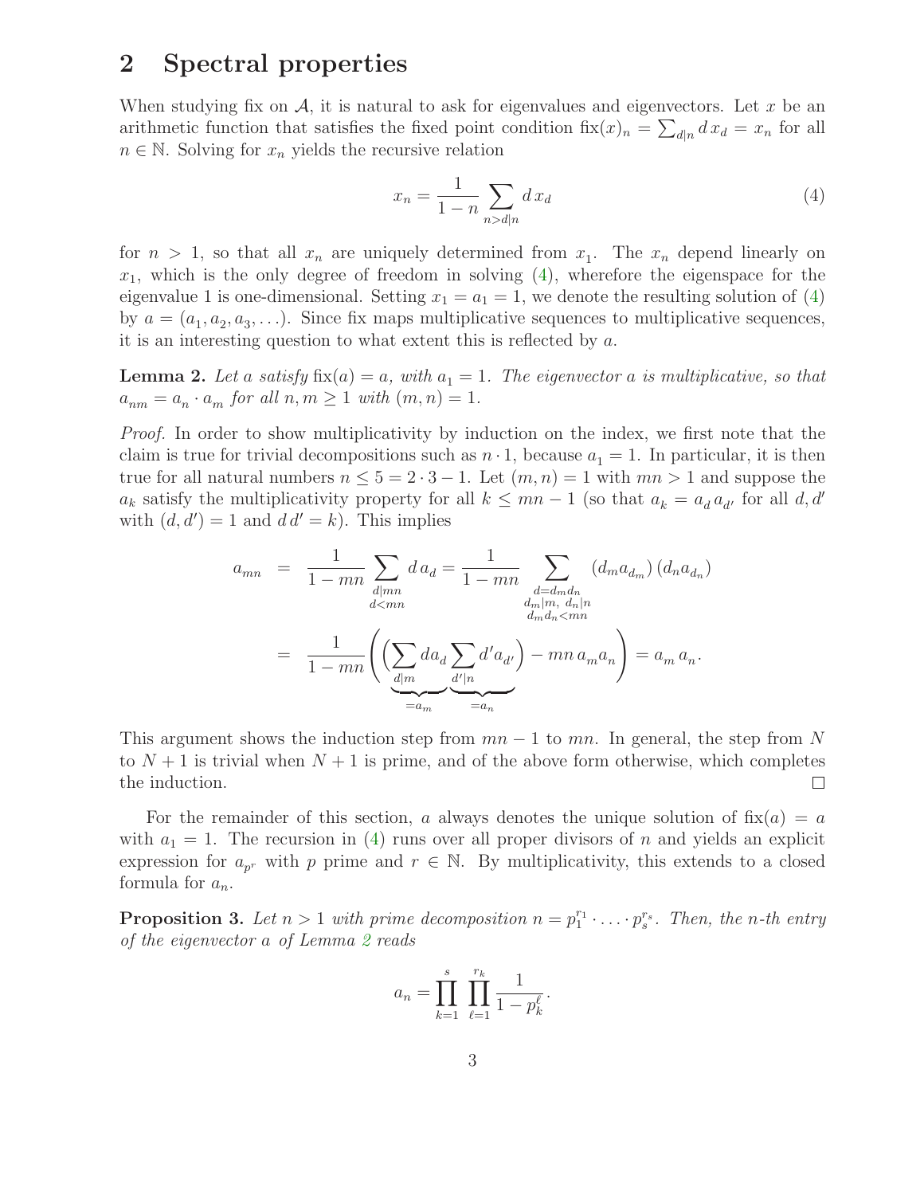## 2 Spectral properties

When studying fix on $\mathcal{A}$, it is natural to ask for eigenvalues and eigenvectors. Let $x$ be an arithmetic function that satisfies the fixed point condition $\mathrm{fix}(x)_n = \sum_{d|n} d\, x_d = x_n$ for all $n \in \mathbb{N}$. Solving for $x_n$ yields the recursive relation

$$x_n = \frac{1}{1-n} \sum_{n>d|n} d\, x_d \tag{4}$$

for $n > 1$, so that all $x_n$ are uniquely determined from $x_1$. The $x_n$ depend linearly on $x_1$, which is the only degree of freedom in solving (4), wherefore the eigenspace for the eigenvalue 1 is one-dimensional. Setting $x_1 = a_1 = 1$, we denote the resulting solution of (4) by $a = (a_1, a_2, a_3, \ldots)$. Since fix maps multiplicative sequences to multiplicative sequences, it is an interesting question to what extent this is reflected by $a$.

**Lemma 2.** *Let $a$ satisfy $\mathrm{fix}(a) = a$, with $a_1 = 1$. The eigenvector $a$ is multiplicative, so that $a_{nm} = a_n \cdot a_m$ for all $n, m \geq 1$ with $(m,n) = 1$.*

*Proof.* In order to show multiplicativity by induction on the index, we first note that the claim is true for trivial decompositions such as $n \cdot 1$, because $a_1 = 1$. In particular, it is then true for all natural numbers $n \leq 5 = 2 \cdot 3 - 1$. Let $(m,n) = 1$ with $mn > 1$ and suppose the $a_k$ satisfy the multiplicativity property for all $k \leq mn - 1$ (so that $a_k = a_d\, a_{d'}$ for all $d, d'$ with $(d,d') = 1$ and $d\,d' = k$). This implies

$$\begin{aligned} a_{mn} &= \frac{1}{1-mn} \sum_{\substack{d|mn \\ d<mn}} d\, a_d = \frac{1}{1-mn} \sum_{\substack{d=d_m d_n \\ d_m|m,\ d_n|n \\ d_m d_n < mn}} (d_m a_{d_m})\,(d_n a_{d_n}) \\ &= \frac{1}{1-mn} \Bigg( \Big( \underbrace{\sum_{d|m} d a_d}_{=a_m} \underbrace{\sum_{d'|n} d' a_{d'}}_{=a_n} \Big) - mn\, a_m a_n \Bigg) = a_m\, a_n . \end{aligned}$$

This argument shows the induction step from $mn-1$ to $mn$. In general, the step from $N$ to $N+1$ is trivial when $N+1$ is prime, and of the above form otherwise, which completes the induction. $\square$

For the remainder of this section, $a$ always denotes the unique solution of $\mathrm{fix}(a) = a$ with $a_1 = 1$. The recursion in (4) runs over all proper divisors of $n$ and yields an explicit expression for $a_{p^r}$ with $p$ prime and $r \in \mathbb{N}$. By multiplicativity, this extends to a closed formula for $a_n$.

**Proposition 3.** *Let $n > 1$ with prime decomposition $n = p_1^{r_1} \cdot \ldots \cdot p_s^{r_s}$. Then, the $n$-th entry of the eigenvector $a$ of Lemma 2 reads*

$$a_n = \prod_{k=1}^{s} \prod_{\ell=1}^{r_k} \frac{1}{1 - p_k^{\ell}} .$$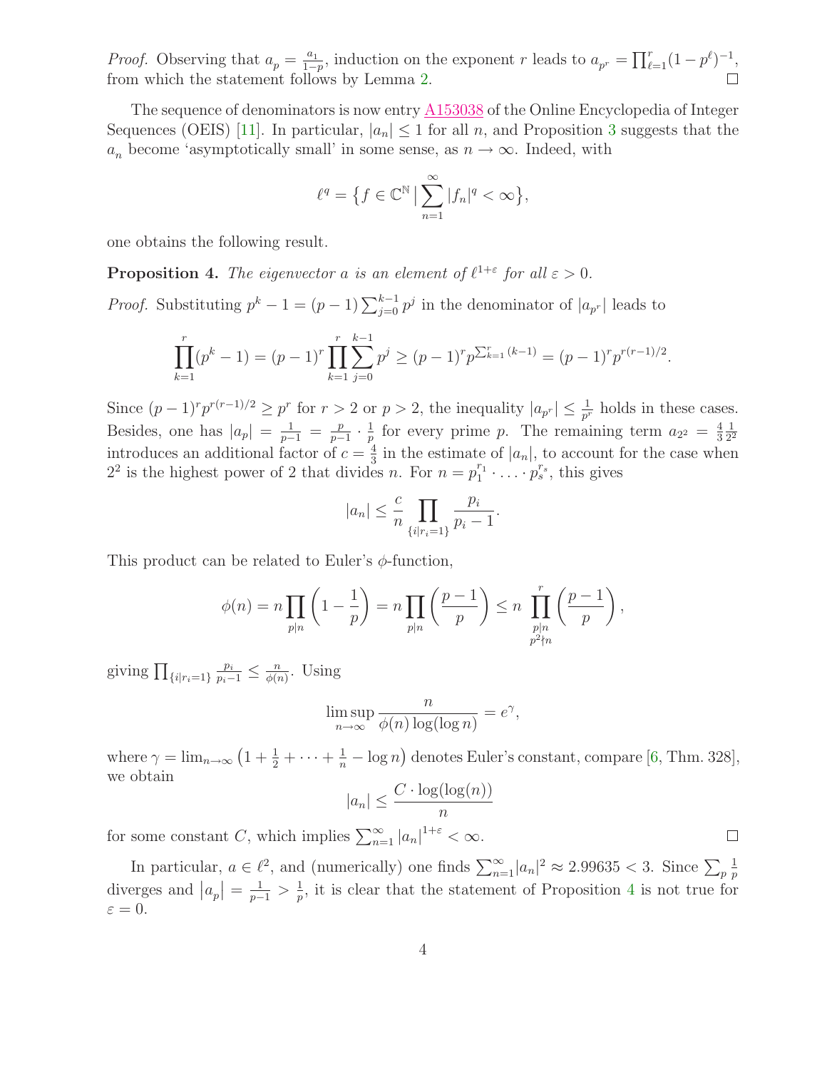*Proof.* Observing that $a_p = \frac{a_1}{1-p}$, induction on the exponent $r$ leads to $a_{p^r} = \prod_{\ell=1}^{r}(1-p^\ell)^{-1}$, from which the statement follows by Lemma 2. □

The sequence of denominators is now entry A153038 of the Online Encyclopedia of Integer Sequences (OEIS) [11]. In particular, $|a_n| \leq 1$ for all $n$, and Proposition 3 suggests that the $a_n$ become 'asymptotically small' in some sense, as $n \to \infty$. Indeed, with

$$\ell^q = \big\{ f \in \mathbb{C}^{\mathbb{N}} \,\big|\, \sum_{n=1}^{\infty} |f_n|^q < \infty \big\},$$

one obtains the following result.

**Proposition 4.** *The eigenvector $a$ is an element of $\ell^{1+\varepsilon}$ for all $\varepsilon > 0$.*

*Proof.* Substituting $p^k - 1 = (p-1)\sum_{j=0}^{k-1} p^j$ in the denominator of $|a_{p^r}|$ leads to

$$\prod_{k=1}^{r}(p^k - 1) = (p-1)^r \prod_{k=1}^{r}\sum_{j=0}^{k-1} p^j \geq (p-1)^r p^{\sum_{k=1}^{r}(k-1)} = (p-1)^r p^{r(r-1)/2}.$$

Since $(p-1)^r p^{r(r-1)/2} \geq p^r$ for $r > 2$ or $p > 2$, the inequality $|a_{p^r}| \leq \frac{1}{p^r}$ holds in these cases. Besides, one has $|a_p| = \frac{1}{p-1} = \frac{p}{p-1} \cdot \frac{1}{p}$ for every prime $p$. The remaining term $a_{2^2} = \frac{4}{3}\frac{1}{2^2}$ introduces an additional factor of $c = \frac{4}{3}$ in the estimate of $|a_n|$, to account for the case when $2^2$ is the highest power of 2 that divides $n$. For $n = p_1^{r_1} \cdot \ldots \cdot p_s^{r_s}$, this gives

$$|a_n| \leq \frac{c}{n} \prod_{\{i | r_i = 1\}} \frac{p_i}{p_i - 1}.$$

This product can be related to Euler's $\phi$-function,

$$\phi(n) = n \prod_{p|n}\left(1 - \frac{1}{p}\right) = n \prod_{p|n}\left(\frac{p-1}{p}\right) \leq n \prod_{\substack{p|n \\ p^2 \nmid n}}^{r} \left(\frac{p-1}{p}\right),$$

giving $\prod_{\{i|r_i=1\}} \frac{p_i}{p_i-1} \leq \frac{n}{\phi(n)}$. Using

$$\limsup_{n\to\infty} \frac{n}{\phi(n)\log(\log n)} = e^\gamma,$$

where $\gamma = \lim_{n\to\infty}\left(1 + \frac{1}{2} + \cdots + \frac{1}{n} - \log n\right)$ denotes Euler's constant, compare [6, Thm. 328], we obtain

$$|a_n| \leq \frac{C \cdot \log(\log(n))}{n}$$

for some constant $C$, which implies $\sum_{n=1}^{\infty} |a_n|^{1+\varepsilon} < \infty$. □

In particular, $a \in \ell^2$, and (numerically) one finds $\sum_{n=1}^{\infty} |a_n|^2 \approx 2.99635 < 3$. Since $\sum_p \frac{1}{p}$ diverges and $|a_p| = \frac{1}{p-1} > \frac{1}{p}$, it is clear that the statement of Proposition 4 is not true for $\varepsilon = 0$.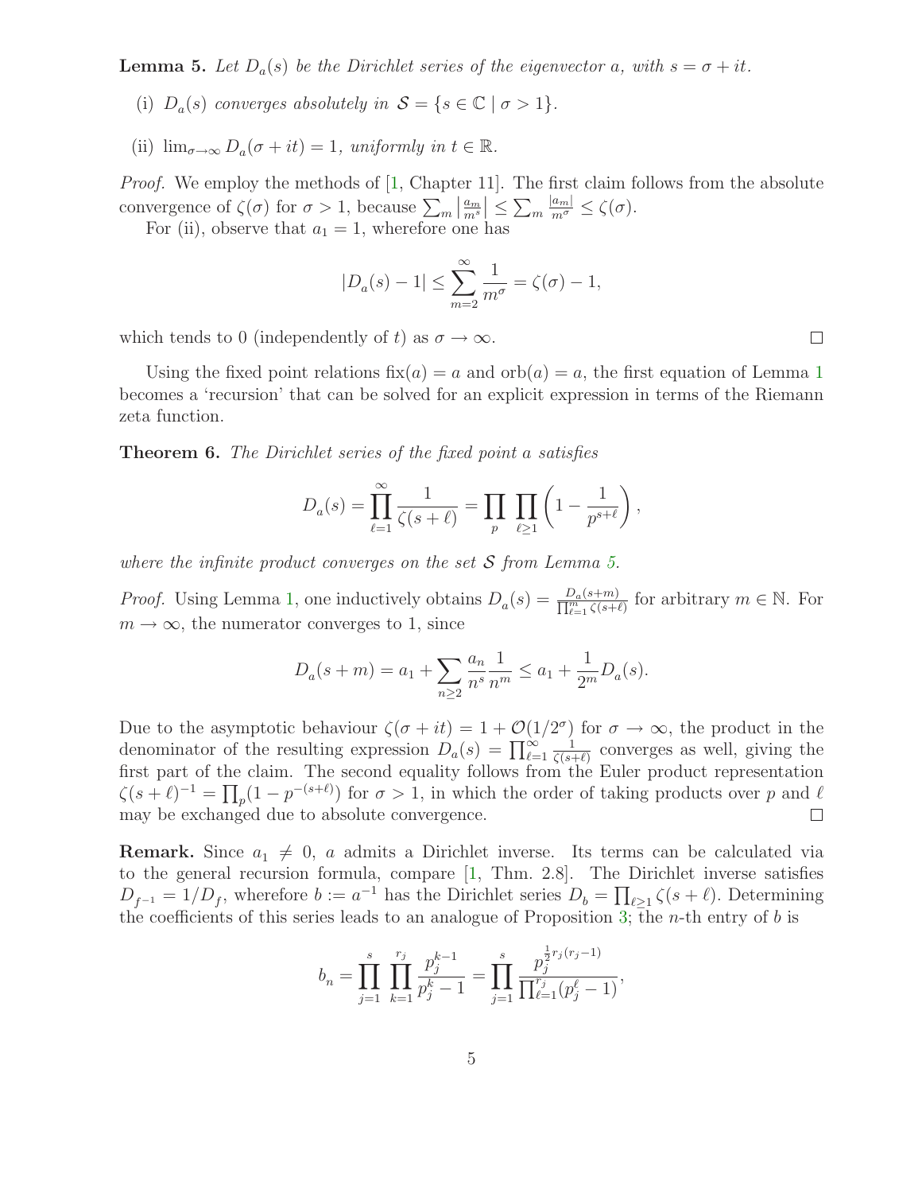**Lemma 5.** *Let $D_a(s)$ be the Dirichlet series of the eigenvector $a$, with $s = \sigma + it$.*

(i) *$D_a(s)$ converges absolutely in $\mathcal{S} = \{s \in \mathbb{C} \mid \sigma > 1\}$.*

(ii) *$\lim_{\sigma\to\infty} D_a(\sigma + it) = 1$, uniformly in $t \in \mathbb{R}$.*

*Proof.* We employ the methods of [1, Chapter 11]. The first claim follows from the absolute convergence of $\zeta(\sigma)$ for $\sigma > 1$, because $\sum_m \left|\frac{a_m}{m^s}\right| \leq \sum_m \frac{|a_m|}{m^\sigma} \leq \zeta(\sigma)$.

For (ii), observe that $a_1 = 1$, wherefore one has

$$|D_a(s) - 1| \leq \sum_{m=2}^{\infty} \frac{1}{m^\sigma} = \zeta(\sigma) - 1,$$

which tends to 0 (independently of $t$) as $\sigma \to \infty$. □

Using the fixed point relations $\mathrm{fix}(a) = a$ and $\mathrm{orb}(a) = a$, the first equation of Lemma 1 becomes a 'recursion' that can be solved for an explicit expression in terms of the Riemann zeta function.

**Theorem 6.** *The Dirichlet series of the fixed point $a$ satisfies*

$$D_a(s) = \prod_{\ell=1}^{\infty} \frac{1}{\zeta(s+\ell)} = \prod_p \prod_{\ell\geq 1} \left(1 - \frac{1}{p^{s+\ell}}\right),$$

*where the infinite product converges on the set $\mathcal{S}$ from Lemma 5.*

*Proof.* Using Lemma 1, one inductively obtains $D_a(s) = \frac{D_a(s+m)}{\prod_{\ell=1}^{m} \zeta(s+\ell)}$ for arbitrary $m \in \mathbb{N}$. For $m \to \infty$, the numerator converges to 1, since

$$D_a(s+m) = a_1 + \sum_{n\geq 2} \frac{a_n}{n^s} \frac{1}{n^m} \leq a_1 + \frac{1}{2^m} D_a(s).$$

Due to the asymptotic behaviour $\zeta(\sigma + it) = 1 + \mathcal{O}(1/2^\sigma)$ for $\sigma \to \infty$, the product in the denominator of the resulting expression $D_a(s) = \prod_{\ell=1}^{\infty} \frac{1}{\zeta(s+\ell)}$ converges as well, giving the first part of the claim. The second equality follows from the Euler product representation $\zeta(s+\ell)^{-1} = \prod_p (1 - p^{-(s+\ell)})$ for $\sigma > 1$, in which the order of taking products over $p$ and $\ell$ may be exchanged due to absolute convergence. □

**Remark.** Since $a_1 \neq 0$, $a$ admits a Dirichlet inverse. Its terms can be calculated via to the general recursion formula, compare [1, Thm. 2.8]. The Dirichlet inverse satisfies $D_{f^{-1}} = 1/D_f$, wherefore $b := a^{-1}$ has the Dirichlet series $D_b = \prod_{\ell\geq 1} \zeta(s+\ell)$. Determining the coefficients of this series leads to an analogue of Proposition 3; the $n$-th entry of $b$ is

$$b_n = \prod_{j=1}^{s} \prod_{k=1}^{r_j} \frac{p_j^{k-1}}{p_j^k - 1} = \prod_{j=1}^{s} \frac{p_j^{\frac{1}{2} r_j (r_j - 1)}}{\prod_{\ell=1}^{r_j} (p_j^\ell - 1)},$$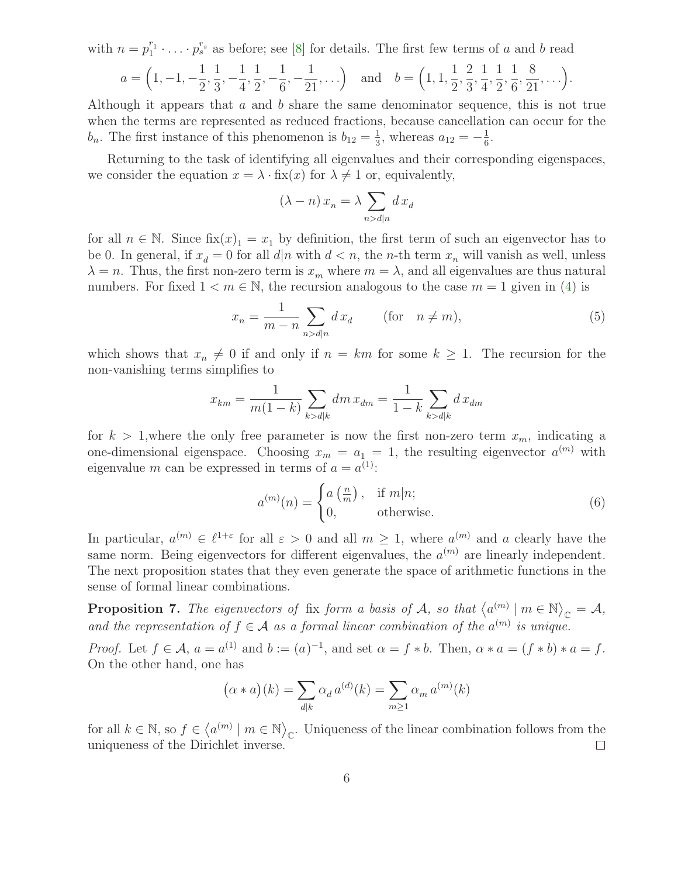with $n = p_1^{r_1} \cdot \ldots \cdot p_s^{r_s}$ as before; see [8] for details. The first few terms of $a$ and $b$ read

$$a = \Big(1, -1, -\frac{1}{2}, \frac{1}{3}, -\frac{1}{4}, \frac{1}{2}, -\frac{1}{6}, -\frac{1}{21}, \ldots\Big) \quad \text{and} \quad b = \Big(1, 1, \frac{1}{2}, \frac{2}{3}, \frac{1}{4}, \frac{1}{2}, \frac{1}{6}, \frac{8}{21}, \ldots\Big).$$

Although it appears that $a$ and $b$ share the same denominator sequence, this is not true when the terms are represented as reduced fractions, because cancellation can occur for the $b_n$. The first instance of this phenomenon is $b_{12} = \frac{1}{3}$, whereas $a_{12} = -\frac{1}{6}$.

Returning to the task of identifying all eigenvalues and their corresponding eigenspaces, we consider the equation $x = \lambda \cdot \mathrm{fix}(x)$ for $\lambda \neq 1$ or, equivalently,

$$(\lambda - n)\, x_n = \lambda \sum_{n > d | n} d\, x_d$$

for all $n \in \mathbb{N}$. Since $\mathrm{fix}(x)_1 = x_1$ by definition, the first term of such an eigenvector has to be 0. In general, if $x_d = 0$ for all $d | n$ with $d < n$, the $n$-th term $x_n$ will vanish as well, unless $\lambda = n$. Thus, the first non-zero term is $x_m$ where $m = \lambda$, and all eigenvalues are thus natural numbers. For fixed $1 < m \in \mathbb{N}$, the recursion analogous to the case $m = 1$ given in (4) is

$$x_n = \frac{1}{m - n} \sum_{n > d | n} d\, x_d \qquad (\text{for} \quad n \neq m), \tag{5}$$

which shows that $x_n \neq 0$ if and only if $n = km$ for some $k \geq 1$. The recursion for the non-vanishing terms simplifies to

$$x_{km} = \frac{1}{m(1-k)} \sum_{k > d | k} dm\, x_{dm} = \frac{1}{1-k} \sum_{k > d | k} d\, x_{dm}$$

for $k > 1$,where the only free parameter is now the first non-zero term $x_m$, indicating a one-dimensional eigenspace. Choosing $x_m = a_1 = 1$, the resulting eigenvector $a^{(m)}$ with eigenvalue $m$ can be expressed in terms of $a = a^{(1)}$:

$$a^{(m)}(n) = \begin{cases} a\left(\frac{n}{m}\right), & \text{if } m | n; \\ 0, & \text{otherwise.} \end{cases} \tag{6}$$

In particular, $a^{(m)} \in \ell^{1+\varepsilon}$ for all $\varepsilon > 0$ and all $m \geq 1$, where $a^{(m)}$ and $a$ clearly have the same norm. Being eigenvectors for different eigenvalues, the $a^{(m)}$ are linearly independent. The next proposition states that they even generate the space of arithmetic functions in the sense of formal linear combinations.

**Proposition 7.** *The eigenvectors of* fix *form a basis of $\mathcal{A}$, so that $\langle a^{(m)} \mid m \in \mathbb{N} \rangle_{\mathbb{C}} = \mathcal{A}$, and the representation of $f \in \mathcal{A}$ as a formal linear combination of the $a^{(m)}$ is unique.*

*Proof.* Let $f \in \mathcal{A}$, $a = a^{(1)}$ and $b := (a)^{-1}$, and set $\alpha = f * b$. Then, $\alpha * a = (f * b) * a = f$. On the other hand, one has

$$\big(\alpha * a\big)(k) = \sum_{d|k} \alpha_d\, a^{(d)}(k) = \sum_{m \geq 1} \alpha_m\, a^{(m)}(k)$$

for all $k \in \mathbb{N}$, so $f \in \langle a^{(m)} \mid m \in \mathbb{N} \rangle_{\mathbb{C}}$. Uniqueness of the linear combination follows from the uniqueness of the Dirichlet inverse. □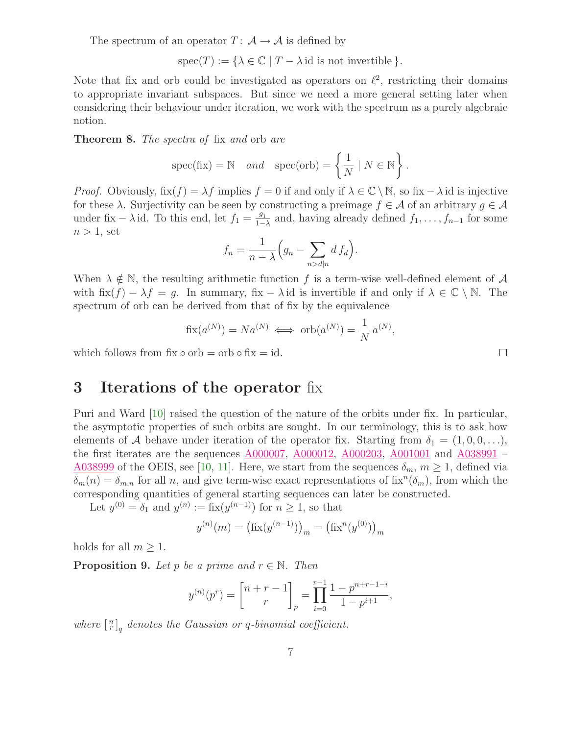The spectrum of an operator $T\colon \mathcal{A} \to \mathcal{A}$ is defined by

$$\operatorname{spec}(T) := \{\lambda \in \mathbb{C} \mid T - \lambda\,\mathrm{id} \text{ is not invertible}\}.$$

Note that fix and orb could be investigated as operators on $\ell^2$, restricting their domains to appropriate invariant subspaces. But since we need a more general setting later when considering their behaviour under iteration, we work with the spectrum as a purely algebraic notion.

**Theorem 8.** *The spectra of* fix *and* orb *are*

$$\operatorname{spec}(\mathrm{fix}) = \mathbb{N} \quad \textit{and} \quad \operatorname{spec}(\mathrm{orb}) = \left\{ \frac{1}{N} \mid N \in \mathbb{N} \right\}.$$

*Proof.* Obviously, $\mathrm{fix}(f) = \lambda f$ implies $f = 0$ if and only if $\lambda \in \mathbb{C} \setminus \mathbb{N}$, so $\mathrm{fix} - \lambda\,\mathrm{id}$ is injective for these $\lambda$. Surjectivity can be seen by constructing a preimage $f \in \mathcal{A}$ of an arbitrary $g \in \mathcal{A}$ under $\mathrm{fix} - \lambda\,\mathrm{id}$. To this end, let $f_1 = \frac{g_1}{1-\lambda}$ and, having already defined $f_1, \ldots, f_{n-1}$ for some $n > 1$, set

$$f_n = \frac{1}{n - \lambda}\Big( g_n - \sum_{n > d | n} d\, f_d \Big).$$

When $\lambda \notin \mathbb{N}$, the resulting arithmetic function $f$ is a term-wise well-defined element of $\mathcal{A}$ with $\mathrm{fix}(f) - \lambda f = g$. In summary, $\mathrm{fix} - \lambda\,\mathrm{id}$ is invertible if and only if $\lambda \in \mathbb{C} \setminus \mathbb{N}$. The spectrum of orb can be derived from that of fix by the equivalence

$$\mathrm{fix}(a^{(N)}) = N a^{(N)} \iff \mathrm{orb}(a^{(N)}) = \frac{1}{N}\, a^{(N)},$$

which follows from $\mathrm{fix} \circ \mathrm{orb} = \mathrm{orb} \circ \mathrm{fix} = \mathrm{id}$. $\square$

## 3 Iterations of the operator fix

Puri and Ward [10] raised the question of the nature of the orbits under fix. In particular, the asymptotic properties of such orbits are sought. In our terminology, this is to ask how elements of $\mathcal{A}$ behave under iteration of the operator fix. Starting from $\delta_1 = (1, 0, 0, \ldots)$, the first iterates are the sequences A000007, A000012, A000203, A001001 and A038991 – A038999 of the OEIS, see [10, 11]. Here, we start from the sequences $\delta_m$, $m \geq 1$, defined via $\delta_m(n) = \delta_{m,n}$ for all $n$, and give term-wise exact representations of $\mathrm{fix}^n(\delta_m)$, from which the corresponding quantities of general starting sequences can later be constructed.

Let $y^{(0)} = \delta_1$ and $y^{(n)} := \mathrm{fix}(y^{(n-1)})$ for $n \geq 1$, so that

$$y^{(n)}(m) = \big(\mathrm{fix}(y^{(n-1)})\big)_m = \big(\mathrm{fix}^n(y^{(0)})\big)_m$$

holds for all $m \geq 1$.

**Proposition 9.** *Let $p$ be a prime and $r \in \mathbb{N}$. Then*

$$y^{(n)}(p^r) = \begin{bmatrix} n + r - 1 \\ r \end{bmatrix}_p = \prod_{i=0}^{r-1} \frac{1 - p^{n+r-1-i}}{1 - p^{i+1}},$$

*where $\left[\begin{smallmatrix} n \\ r \end{smallmatrix}\right]_q$ denotes the Gaussian or $q$-binomial coefficient.*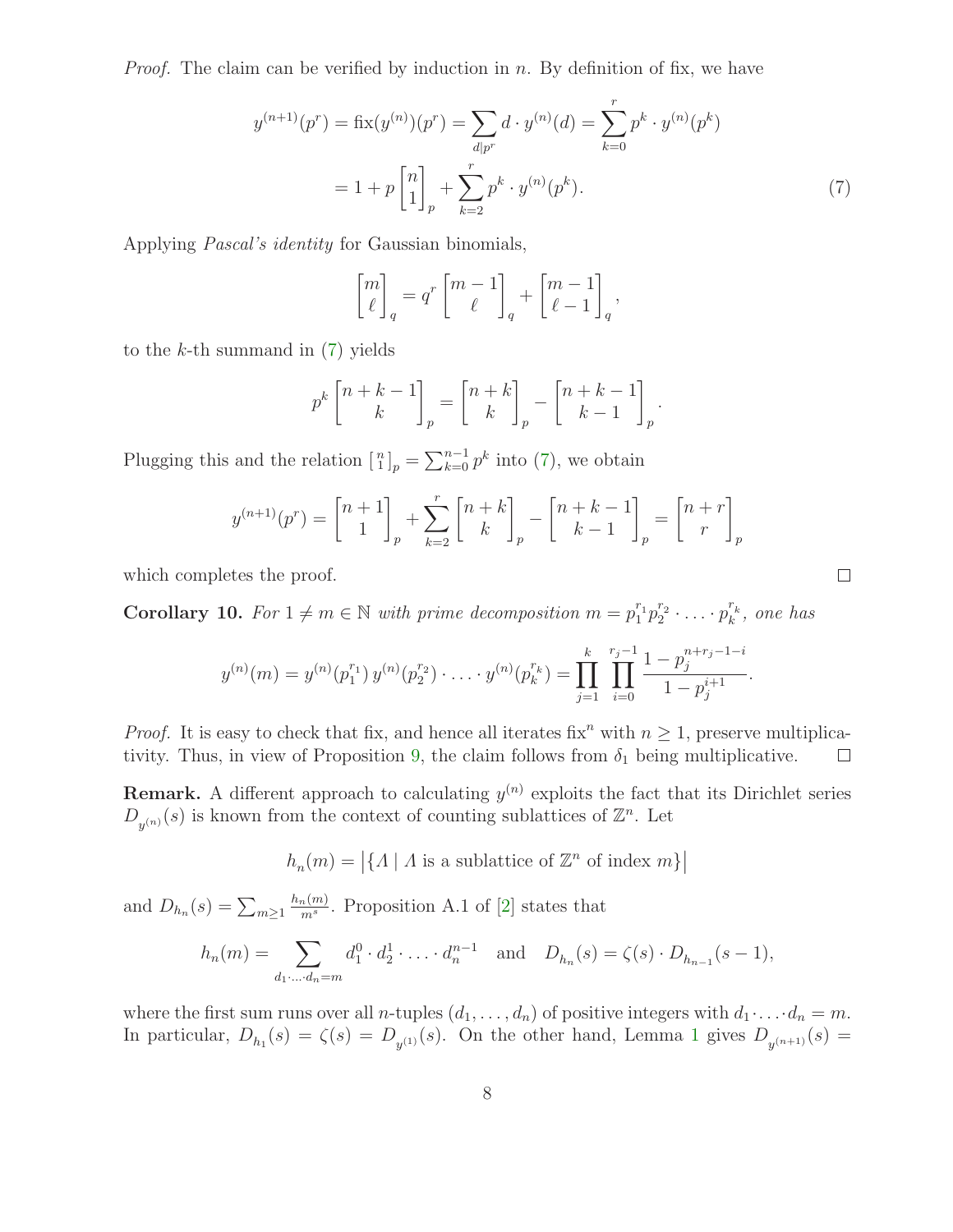*Proof.* The claim can be verified by induction in $n$. By definition of fix, we have

$$\begin{aligned} y^{(n+1)}(p^r) = \operatorname{fix}(y^{(n)})(p^r) &= \sum_{d \mid p^r} d \cdot y^{(n)}(d) = \sum_{k=0}^{r} p^k \cdot y^{(n)}(p^k) \\ &= 1 + p \begin{bmatrix} n \\ 1 \end{bmatrix}_p + \sum_{k=2}^{r} p^k \cdot y^{(n)}(p^k). \end{aligned} \tag{7}$$

Applying *Pascal's identity* for Gaussian binomials,

$$\begin{bmatrix} m \\ \ell \end{bmatrix}_q = q^r \begin{bmatrix} m-1 \\ \ell \end{bmatrix}_q + \begin{bmatrix} m-1 \\ \ell-1 \end{bmatrix}_q,$$

to the $k$-th summand in (7) yields

$$p^k \begin{bmatrix} n+k-1 \\ k \end{bmatrix}_p = \begin{bmatrix} n+k \\ k \end{bmatrix}_p - \begin{bmatrix} n+k-1 \\ k-1 \end{bmatrix}_p.$$

Plugging this and the relation $\left[\begin{smallmatrix} n \\ 1 \end{smallmatrix}\right]_p = \sum_{k=0}^{n-1} p^k$ into (7), we obtain

$$y^{(n+1)}(p^r) = \begin{bmatrix} n+1 \\ 1 \end{bmatrix}_p + \sum_{k=2}^{r} \begin{bmatrix} n+k \\ k \end{bmatrix}_p - \begin{bmatrix} n+k-1 \\ k-1 \end{bmatrix}_p = \begin{bmatrix} n+r \\ r \end{bmatrix}_p$$

which completes the proof. □

**Corollary 10.** *For $1 \neq m \in \mathbb{N}$ with prime decomposition $m = p_1^{r_1} p_2^{r_2} \cdot \ldots \cdot p_k^{r_k}$, one has*

$$y^{(n)}(m) = y^{(n)}(p_1^{r_1})\, y^{(n)}(p_2^{r_2}) \cdot \ldots \cdot y^{(n)}(p_k^{r_k}) = \prod_{j=1}^{k} \prod_{i=0}^{r_j - 1} \frac{1 - p_j^{n+r_j-1-i}}{1 - p_j^{i+1}}.$$

*Proof.* It is easy to check that fix, and hence all iterates $\operatorname{fix}^n$ with $n \geq 1$, preserve multiplicativity. Thus, in view of Proposition 9, the claim follows from $\delta_1$ being multiplicative. □

**Remark.** A different approach to calculating $y^{(n)}$ exploits the fact that its Dirichlet series $D_{y^{(n)}}(s)$ is known from the context of counting sublattices of $\mathbb{Z}^n$. Let

$$h_n(m) = \left| \{ \Lambda \mid \Lambda \text{ is a sublattice of } \mathbb{Z}^n \text{ of index } m \} \right|$$

and $D_{h_n}(s) = \sum_{m \geq 1} \frac{h_n(m)}{m^s}$. Proposition A.1 of [2] states that

$$h_n(m) = \sum_{d_1 \cdot \ldots \cdot d_n = m} d_1^0 \cdot d_2^1 \cdot \ldots \cdot d_n^{n-1} \quad \text{and} \quad D_{h_n}(s) = \zeta(s) \cdot D_{h_{n-1}}(s-1),$$

where the first sum runs over all $n$-tuples $(d_1, \ldots, d_n)$ of positive integers with $d_1 \cdot \ldots \cdot d_n = m$. In particular, $D_{h_1}(s) = \zeta(s) = D_{y^{(1)}}(s)$. On the other hand, Lemma 1 gives $D_{y^{(n+1)}}(s) =$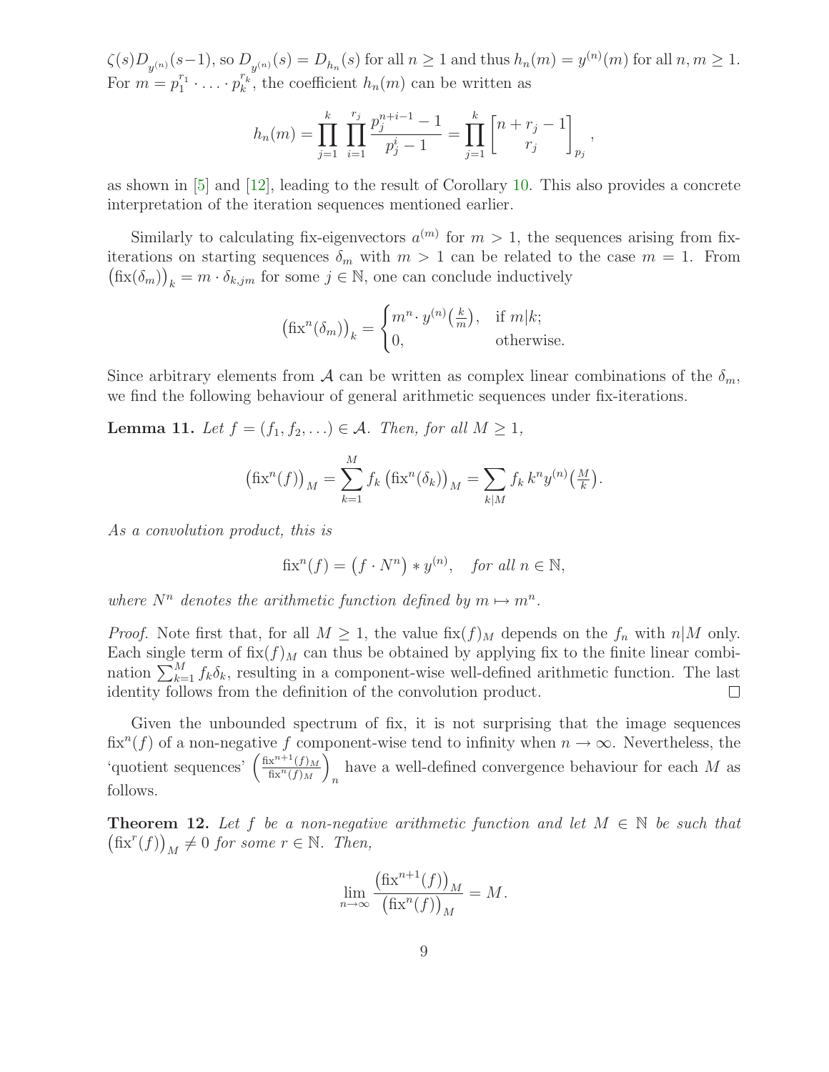$\zeta(s)D_{y^{(n)}}(s-1)$, so $D_{y^{(n)}}(s) = D_{h_n}(s)$ for all $n \geq 1$ and thus $h_n(m) = y^{(n)}(m)$ for all $n, m \geq 1$. For $m = p_1^{r_1} \cdot \ldots \cdot p_k^{r_k}$, the coefficient $h_n(m)$ can be written as

$$h_n(m) = \prod_{j=1}^{k} \prod_{i=1}^{r_j} \frac{p_j^{n+i-1} - 1}{p_j^i - 1} = \prod_{j=1}^{k} \begin{bmatrix} n + r_j - 1 \\ r_j \end{bmatrix}_{p_j},$$

as shown in [5] and [12], leading to the result of Corollary 10. This also provides a concrete interpretation of the iteration sequences mentioned earlier.

Similarly to calculating fix-eigenvectors $a^{(m)}$ for $m > 1$, the sequences arising from fix-iterations on starting sequences $\delta_m$ with $m > 1$ can be related to the case $m = 1$. From $\big(\mathrm{fix}(\delta_m)\big)_k = m \cdot \delta_{k,jm}$ for some $j \in \mathbb{N}$, one can conclude inductively

$$\big(\mathrm{fix}^n(\delta_m)\big)_k = \begin{cases} m^n \cdot y^{(n)}\big(\frac{k}{m}\big), & \text{if } m|k; \\ 0, & \text{otherwise.} \end{cases}$$

Since arbitrary elements from $\mathcal{A}$ can be written as complex linear combinations of the $\delta_m$, we find the following behaviour of general arithmetic sequences under fix-iterations.

**Lemma 11.** *Let $f = (f_1, f_2, \ldots) \in \mathcal{A}$. Then, for all $M \geq 1$,*

$$\big(\mathrm{fix}^n(f)\big)_M = \sum_{k=1}^{M} f_k \,\big(\mathrm{fix}^n(\delta_k)\big)_M = \sum_{k|M} f_k \, k^n y^{(n)}\big(\tfrac{M}{k}\big).$$

*As a convolution product, this is*

$$\mathrm{fix}^n(f) = \big(f \cdot N^n\big) * y^{(n)}, \quad \textit{for all } n \in \mathbb{N},$$

*where $N^n$ denotes the arithmetic function defined by $m \mapsto m^n$.*

*Proof.* Note first that, for all $M \geq 1$, the value $\mathrm{fix}(f)_M$ depends on the $f_n$ with $n|M$ only. Each single term of $\mathrm{fix}(f)_M$ can thus be obtained by applying fix to the finite linear combination $\sum_{k=1}^{M} f_k \delta_k$, resulting in a component-wise well-defined arithmetic function. The last identity follows from the definition of the convolution product. $\square$

Given the unbounded spectrum of fix, it is not surprising that the image sequences $\mathrm{fix}^n(f)$ of a non-negative $f$ component-wise tend to infinity when $n \to \infty$. Nevertheless, the 'quotient sequences' $\left(\frac{\mathrm{fix}^{n+1}(f)_M}{\mathrm{fix}^n(f)_M}\right)_n$ have a well-defined convergence behaviour for each $M$ as follows.

**Theorem 12.** *Let $f$ be a non-negative arithmetic function and let $M \in \mathbb{N}$ be such that $\big(\mathrm{fix}^r(f)\big)_M \neq 0$ for some $r \in \mathbb{N}$. Then,*

$$\lim_{n \to \infty} \frac{\big(\mathrm{fix}^{n+1}(f)\big)_M}{\big(\mathrm{fix}^n(f)\big)_M} = M.$$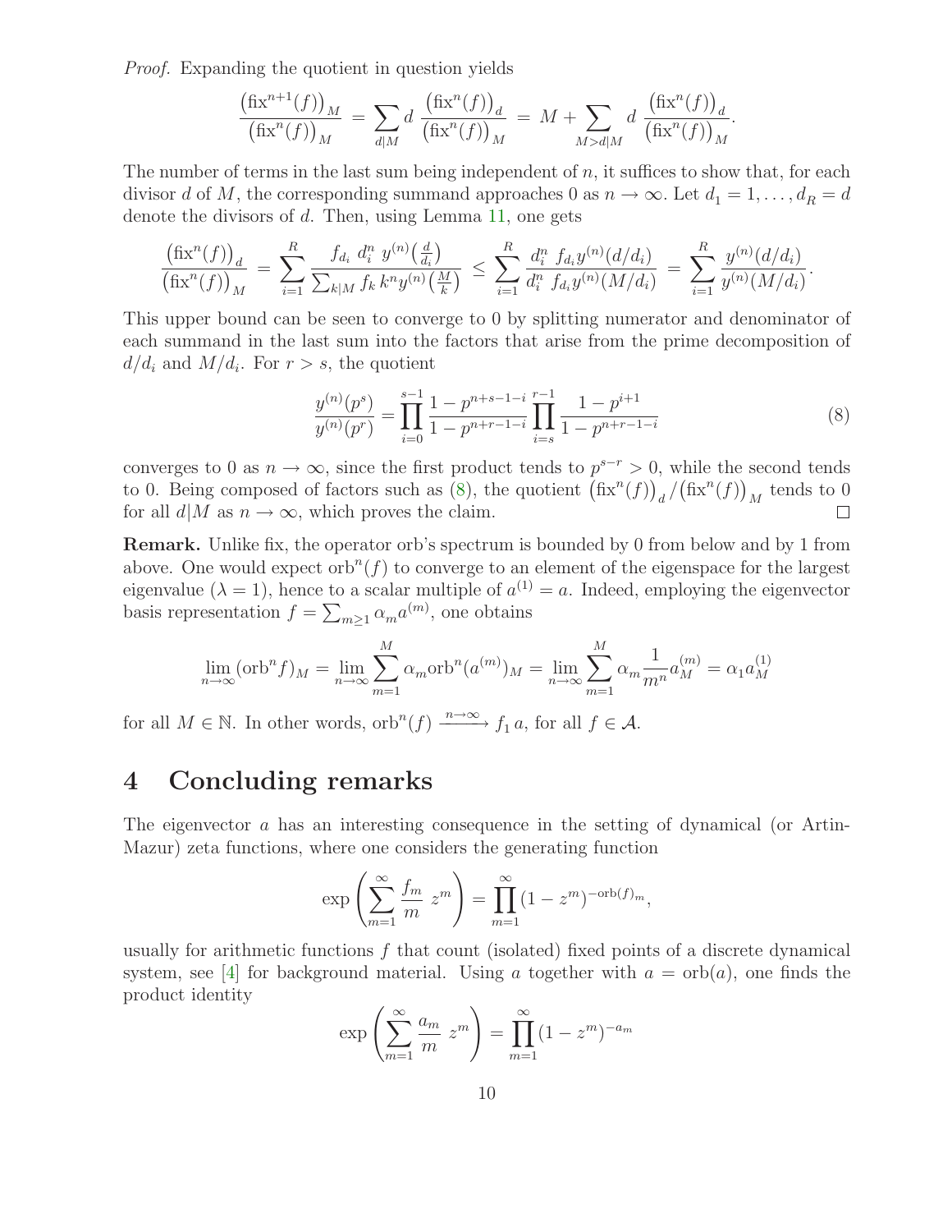*Proof.* Expanding the quotient in question yields

$$\frac{\left(\mathrm{fix}^{n+1}(f)\right)_M}{\left(\mathrm{fix}^{n}(f)\right)_M} = \sum_{d|M} d\, \frac{\left(\mathrm{fix}^{n}(f)\right)_d}{\left(\mathrm{fix}^{n}(f)\right)_M} = M + \sum_{M>d|M} d\, \frac{\left(\mathrm{fix}^{n}(f)\right)_d}{\left(\mathrm{fix}^{n}(f)\right)_M}.$$

The number of terms in the last sum being independent of $n$, it suffices to show that, for each divisor $d$ of $M$, the corresponding summand approaches 0 as $n \to \infty$. Let $d_1 = 1, \dots, d_R = d$ denote the divisors of $d$. Then, using Lemma 11, one gets

$$\frac{\left(\mathrm{fix}^{n}(f)\right)_d}{\left(\mathrm{fix}^{n}(f)\right)_M} = \sum_{i=1}^{R} \frac{f_{d_i}\, d_i^n\, y^{(n)}\!\left(\frac{d}{d_i}\right)}{\sum_{k|M} f_k\, k^n y^{(n)}\!\left(\frac{M}{k}\right)} \le \sum_{i=1}^{R} \frac{d_i^n\, f_{d_i} y^{(n)}(d/d_i)}{d_i^n\, f_{d_i} y^{(n)}(M/d_i)} = \sum_{i=1}^{R} \frac{y^{(n)}(d/d_i)}{y^{(n)}(M/d_i)}.$$

This upper bound can be seen to converge to 0 by splitting numerator and denominator of each summand in the last sum into the factors that arise from the prime decomposition of $d/d_i$ and $M/d_i$. For $r > s$, the quotient

$$\frac{y^{(n)}(p^s)}{y^{(n)}(p^r)} = \prod_{i=0}^{s-1} \frac{1 - p^{n+s-1-i}}{1 - p^{n+r-1-i}} \prod_{i=s}^{r-1} \frac{1 - p^{i+1}}{1 - p^{n+r-1-i}} \tag{8}$$

converges to 0 as $n \to \infty$, since the first product tends to $p^{s-r} > 0$, while the second tends to 0. Being composed of factors such as (8), the quotient $\left(\mathrm{fix}^{n}(f)\right)_d / \left(\mathrm{fix}^{n}(f)\right)_M$ tends to 0 for all $d|M$ as $n \to \infty$, which proves the claim. □

**Remark.** Unlike fix, the operator orb's spectrum is bounded by 0 from below and by 1 from above. One would expect $\mathrm{orb}^n(f)$ to converge to an element of the eigenspace for the largest eigenvalue ($\lambda = 1$), hence to a scalar multiple of $a^{(1)} = a$. Indeed, employing the eigenvector basis representation $f = \sum_{m\ge1} \alpha_m a^{(m)}$, one obtains

$$\lim_{n\to\infty} (\mathrm{orb}^n f)_M = \lim_{n\to\infty} \sum_{m=1}^{M} \alpha_m \mathrm{orb}^n(a^{(m)})_M = \lim_{n\to\infty} \sum_{m=1}^{M} \alpha_m \frac{1}{m^n} a_M^{(m)} = \alpha_1 a_M^{(1)}$$

for all $M \in \mathbb{N}$. In other words, $\mathrm{orb}^n(f) \xrightarrow{n\to\infty} f_1\, a$, for all $f \in \mathcal{A}$.

# 4 Concluding remarks

The eigenvector $a$ has an interesting consequence in the setting of dynamical (or Artin-Mazur) zeta functions, where one considers the generating function

$$\exp\left(\sum_{m=1}^{\infty} \frac{f_m}{m}\, z^m\right) = \prod_{m=1}^{\infty} (1 - z^m)^{-\mathrm{orb}(f)_m},$$

usually for arithmetic functions $f$ that count (isolated) fixed points of a discrete dynamical system, see [4] for background material. Using $a$ together with $a = \mathrm{orb}(a)$, one finds the product identity

$$\exp\left(\sum_{m=1}^{\infty} \frac{a_m}{m}\, z^m\right) = \prod_{m=1}^{\infty} (1 - z^m)^{-a_m}$$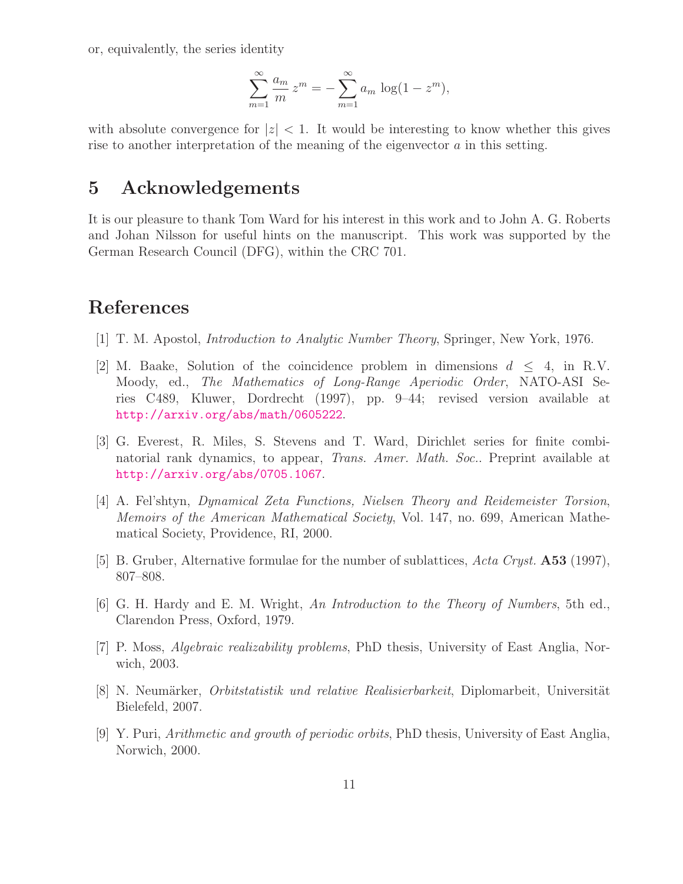or, equivalently, the series identity

$$\sum_{m=1}^{\infty} \frac{a_m}{m} z^m = -\sum_{m=1}^{\infty} a_m \log(1 - z^m),$$

with absolute convergence for $|z| < 1$. It would be interesting to know whether this gives rise to another interpretation of the meaning of the eigenvector $a$ in this setting.

## 5 Acknowledgements

It is our pleasure to thank Tom Ward for his interest in this work and to John A. G. Roberts and Johan Nilsson for useful hints on the manuscript. This work was supported by the German Research Council (DFG), within the CRC 701.

## References

[1] T. M. Apostol, *Introduction to Analytic Number Theory*, Springer, New York, 1976.

[2] M. Baake, Solution of the coincidence problem in dimensions $d \leq 4$, in R.V. Moody, ed., *The Mathematics of Long-Range Aperiodic Order*, NATO-ASI Series C489, Kluwer, Dordrecht (1997), pp. 9–44; revised version available at http://arxiv.org/abs/math/0605222.

[3] G. Everest, R. Miles, S. Stevens and T. Ward, Dirichlet series for finite combinatorial rank dynamics, to appear, *Trans. Amer. Math. Soc.*. Preprint available at http://arxiv.org/abs/0705.1067.

[4] A. Fel'shtyn, *Dynamical Zeta Functions, Nielsen Theory and Reidemeister Torsion*, *Memoirs of the American Mathematical Society*, Vol. 147, no. 699, American Mathematical Society, Providence, RI, 2000.

[5] B. Gruber, Alternative formulae for the number of sublattices, *Acta Cryst.* **A53** (1997), 807–808.

[6] G. H. Hardy and E. M. Wright, *An Introduction to the Theory of Numbers*, 5th ed., Clarendon Press, Oxford, 1979.

[7] P. Moss, *Algebraic realizability problems*, PhD thesis, University of East Anglia, Norwich, 2003.

[8] N. Neumärker, *Orbitstatistik und relative Realisierbarkeit*, Diplomarbeit, Universität Bielefeld, 2007.

[9] Y. Puri, *Arithmetic and growth of periodic orbits*, PhD thesis, University of East Anglia, Norwich, 2000.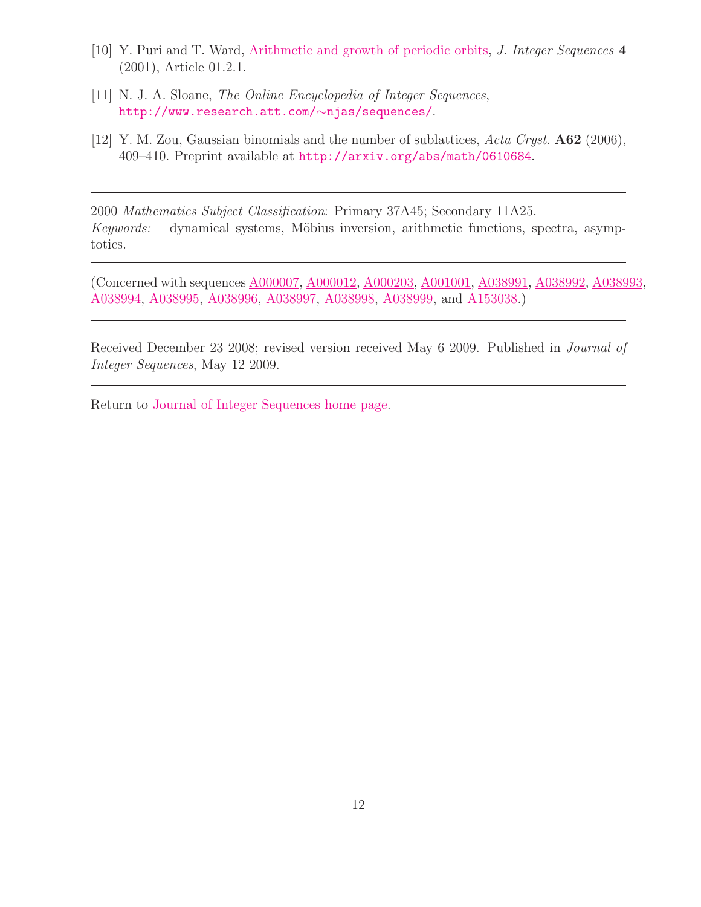[10] Y. Puri and T. Ward, Arithmetic and growth of periodic orbits, *J. Integer Sequences* **4** (2001), Article 01.2.1.

[11] N. J. A. Sloane, *The Online Encyclopedia of Integer Sequences*, http://www.research.att.com/∼njas/sequences/.

[12] Y. M. Zou, Gaussian binomials and the number of sublattices, *Acta Cryst.* **A62** (2006), 409–410. Preprint available at http://arxiv.org/abs/math/0610684.

---

2000 *Mathematics Subject Classification*: Primary 37A45; Secondary 11A25.
*Keywords:* dynamical systems, Möbius inversion, arithmetic functions, spectra, asymptotics.

---

(Concerned with sequences A000007, A000012, A000203, A001001, A038991, A038992, A038993, A038994, A038995, A038996, A038997, A038998, A038999, and A153038.)

---

Received December 23 2008; revised version received May 6 2009. Published in *Journal of Integer Sequences*, May 12 2009.

---

Return to Journal of Integer Sequences home page.